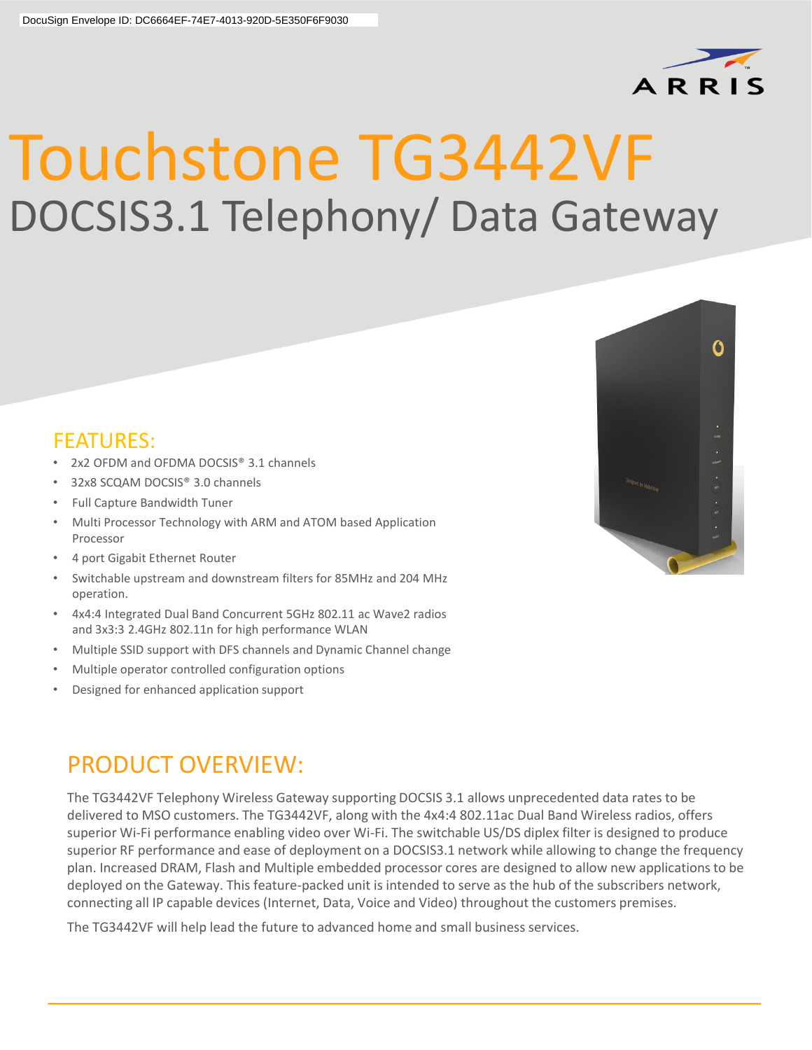DocuSign Envelope ID: DC6664EF-74E7-4013-920D-5E350F6F9030

# Touchstone TG3442VF

## DOCSIS3.1 Telephony/ Data Gateway

### FEATURES:

- 2x2 OFDM and OFDMA DOCSIS® 3.1 channels
- 32x8 SCQAM DOCSIS® 3.0 channels
- Full Capture Bandwidth Tuner
- Multi Processor Technology with ARM and ATOM based Application Processor
- 4 port Gigabit Ethernet Router
- Switchable upstream and downstream filters for 85MHz and 204 MHz operation.
- 4x4:4 Integrated Dual Band Concurrent 5GHz 802.11 ac Wave2 radios and 3x3:3 2.4GHz 802.11n for high performance WLAN
- Multiple SSID support with DFS channels and Dynamic Channel change
- Multiple operator controlled configuration options
- Designed for enhanced application support

### PRODUCT OVERVIEW:

The TG3442VF Telephony Wireless Gateway supporting DOCSIS 3.1 allows unprecedented data rates to be delivered to MSO customers. The TG3442VF, along with the 4x4:4 802.11ac Dual Band Wireless radios, offers superior Wi-Fi performance enabling video over Wi-Fi. The switchable US/DS diplex filter is designed to produce superior RF performance and ease of deployment on a DOCSIS3.1 network while allowing to change the frequency plan. Increased DRAM, Flash and Multiple embedded processor cores are designed to allow new applications to be deployed on the Gateway. This feature-packed unit is intended to serve as the hub of the subscribers network, connecting all IP capable devices (Internet, Data, Voice and Video) throughout the customers premises.

The TG3442VF will help lead the future to advanced home and small business services.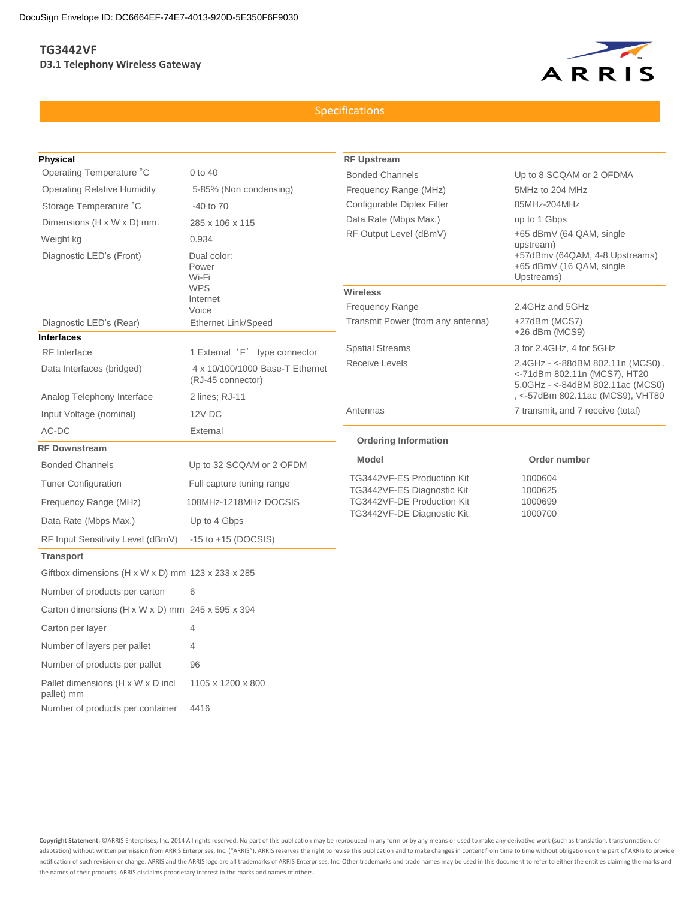**TG3442VF**
**D3.1 Telephony Wireless Gateway**

## Specifications

| **Physical** | |
|---|---|
| Operating Temperature ˚C | 0 to 40 |
| Operating Relative Humidity | 5-85% (Non condensing) |
| Storage Temperature ˚C | -40 to 70 |
| Dimensions (H x W x D) mm. | 285 x 106 x 115 |
| Weight kg | 0.934 |
| Diagnostic LED's (Front) | Dual color: Power Wi-Fi WPS Internet Voice |
| Diagnostic LED's (Rear) | Ethernet Link/Speed |

| **Interfaces** | |
|---|---|
| RF Interface | 1 External 'F' type connector |
| Data Interfaces (bridged) | 4 x 10/100/1000 Base-T Ethernet (RJ-45 connector) |
| Analog Telephony Interface | 2 lines; RJ-11 |
| Input Voltage (nominal) | 12V DC |
| AC-DC | External |

| **RF Downstream** | |
|---|---|
| Bonded Channels | Up to 32 SCQAM or 2 OFDM |
| Tuner Configuration | Full capture tuning range |
| Frequency Range (MHz) | 108MHz-1218MHz DOCSIS |
| Data Rate (Mbps Max.) | Up to 4 Gbps |
| RF Input Sensitivity Level (dBmV) | -15 to +15 (DOCSIS) |

| **Transport** | |
|---|---|
| Giftbox dimensions (H x W x D) mm | 123 x 233 x 285 |
| Number of products per carton | 6 |
| Carton dimensions (H x W x D) mm | 245 x 595 x 394 |
| Carton per layer | 4 |
| Number of layers per pallet | 4 |
| Number of products per pallet | 96 |
| Pallet dimensions (H x W x D incl pallet) mm | 1105 x 1200 x 800 |
| Number of products per container | 4416 |

| **RF Upstream** | |
|---|---|
| Bonded Channels | Up to 8 SCQAM or 2 OFDMA |
| Frequency Range (MHz) | 5MHz to 204 MHz |
| Configurable Diplex Filter | 85MHz-204MHz |
| Data Rate (Mbps Max.) | up to 1 Gbps |
| RF Output Level (dBmV) | +65 dBmV (64 QAM, single upstream) +57dBmv (64QAM, 4-8 Upstreams) +65 dBmV (16 QAM, single Upstreams) |

| **Wireless** | |
|---|---|
| Frequency Range | 2.4GHz and 5GHz |
| Transmit Power (from any antenna) | +27dBm (MCS7) +26 dBm (MCS9) |
| Spatial Streams | 3 for 2.4GHz, 4 for 5GHz |
| Receive Levels | 2.4GHz - <-88dBM 802.11n (MCS0) , <-71dBm 802.11n (MCS7), HT20 5.0GHz - <-84dBM 802.11ac (MCS0) , <-57dBm 802.11ac (MCS9), VHT80 |
| Antennas | 7 transmit, and 7 receive (total) |

### Ordering Information

| Model | Order number |
|---|---|
| TG3442VF-ES Production Kit | 1000604 |
| TG3442VF-ES Diagnostic Kit | 1000625 |
| TG3442VF-DE Production Kit | 1000699 |
| TG3442VF-DE Diagnostic Kit | 1000700 |

**Copyright Statement:** ©ARRIS Enterprises, Inc. 2014 All rights reserved. No part of this publication may be reproduced in any form or by any means or used to make any derivative work (such as translation, transformation, or adaptation) without written permission from ARRIS Enterprises, Inc. ("ARRIS"). ARRIS reserves the right to revise this publication and to make changes in content from time to time without obligation on the part of ARRIS to provide notification of such revision or change. ARRIS and the ARRIS logo are all trademarks of ARRIS Enterprises, Inc. Other trademarks and trade names may be used in this document to refer to either the entities claiming the marks and the names of their products. ARRIS disclaims proprietary interest in the marks and names of others.